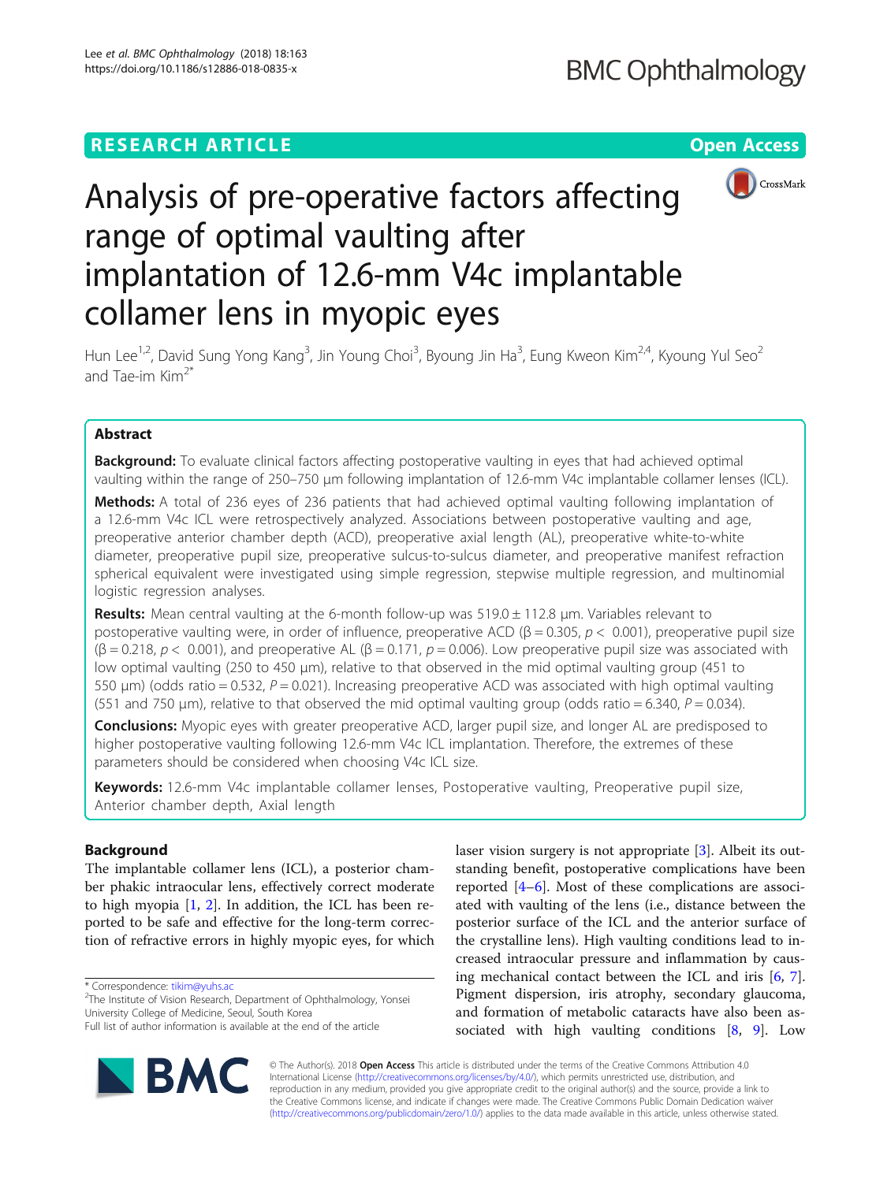RESEARCH ARTICLE

Open Access

# Analysis of pre-operative factors affecting range of optimal vaulting after implantation of 12.6-mm V4c implantable collamer lens in myopic eyes

Hun Lee[1,2], David Sung Yong Kang[3], Jin Young Choi[3], Byoung Jin Ha[3], Eung Kweon Kim[2,4], Kyoung Yul Seo[2] and Tae-im Kim[2*]

## Abstract

**Background:** To evaluate clinical factors affecting postoperative vaulting in eyes that had achieved optimal vaulting within the range of 250–750 μm following implantation of 12.6-mm V4c implantable collamer lenses (ICL).

**Methods:** A total of 236 eyes of 236 patients that had achieved optimal vaulting following implantation of a 12.6-mm V4c ICL were retrospectively analyzed. Associations between postoperative vaulting and age, preoperative anterior chamber depth (ACD), preoperative axial length (AL), preoperative white-to-white diameter, preoperative pupil size, preoperative sulcus-to-sulcus diameter, and preoperative manifest refraction spherical equivalent were investigated using simple regression, stepwise multiple regression, and multinomial logistic regression analyses.

**Results:** Mean central vaulting at the 6-month follow-up was 519.0 ± 112.8 μm. Variables relevant to postoperative vaulting were, in order of influence, preoperative ACD ($\beta = 0.305$, $p < 0.001$), preoperative pupil size ($\beta = 0.218$, $p < 0.001$), and preoperative AL ($\beta = 0.171$, $p = 0.006$). Low preoperative pupil size was associated with low optimal vaulting (250 to 450 μm), relative to that observed in the mid optimal vaulting group (451 to 550 μm) (odds ratio = 0.532, $P = 0.021$). Increasing preoperative ACD was associated with high optimal vaulting (551 and 750 μm), relative to that observed the mid optimal vaulting group (odds ratio = 6.340, $P = 0.034$).

**Conclusions:** Myopic eyes with greater preoperative ACD, larger pupil size, and longer AL are predisposed to higher postoperative vaulting following 12.6-mm V4c ICL implantation. Therefore, the extremes of these parameters should be considered when choosing V4c ICL size.

**Keywords:** 12.6-mm V4c implantable collamer lenses, Postoperative vaulting, Preoperative pupil size, Anterior chamber depth, Axial length

## Background

The implantable collamer lens (ICL), a posterior chamber phakic intraocular lens, effectively correct moderate to high myopia [1, 2]. In addition, the ICL has been reported to be safe and effective for the long-term correction of refractive errors in highly myopic eyes, for which laser vision surgery is not appropriate [3]. Albeit its outstanding benefit, postoperative complications have been reported [4–6]. Most of these complications are associated with vaulting of the lens (i.e., distance between the posterior surface of the ICL and the anterior surface of the crystalline lens). High vaulting conditions lead to increased intraocular pressure and inflammation by causing mechanical contact between the ICL and iris [6, 7]. Pigment dispersion, iris atrophy, secondary glaucoma, and formation of metabolic cataracts have also been associated with high vaulting conditions [8, 9]. Low

\* Correspondence: tikim@yuhs.ac
[2]The Institute of Vision Research, Department of Ophthalmology, Yonsei University College of Medicine, Seoul, South Korea
Full list of author information is available at the end of the article

© The Author(s). 2018 **Open Access** This article is distributed under the terms of the Creative Commons Attribution 4.0 International License (http://creativecommons.org/licenses/by/4.0/), which permits unrestricted use, distribution, and reproduction in any medium, provided you give appropriate credit to the original author(s) and the source, provide a link to the Creative Commons license, and indicate if changes were made. The Creative Commons Public Domain Dedication waiver (http://creativecommons.org/publicdomain/zero/1.0/) applies to the data made available in this article, unless otherwise stated.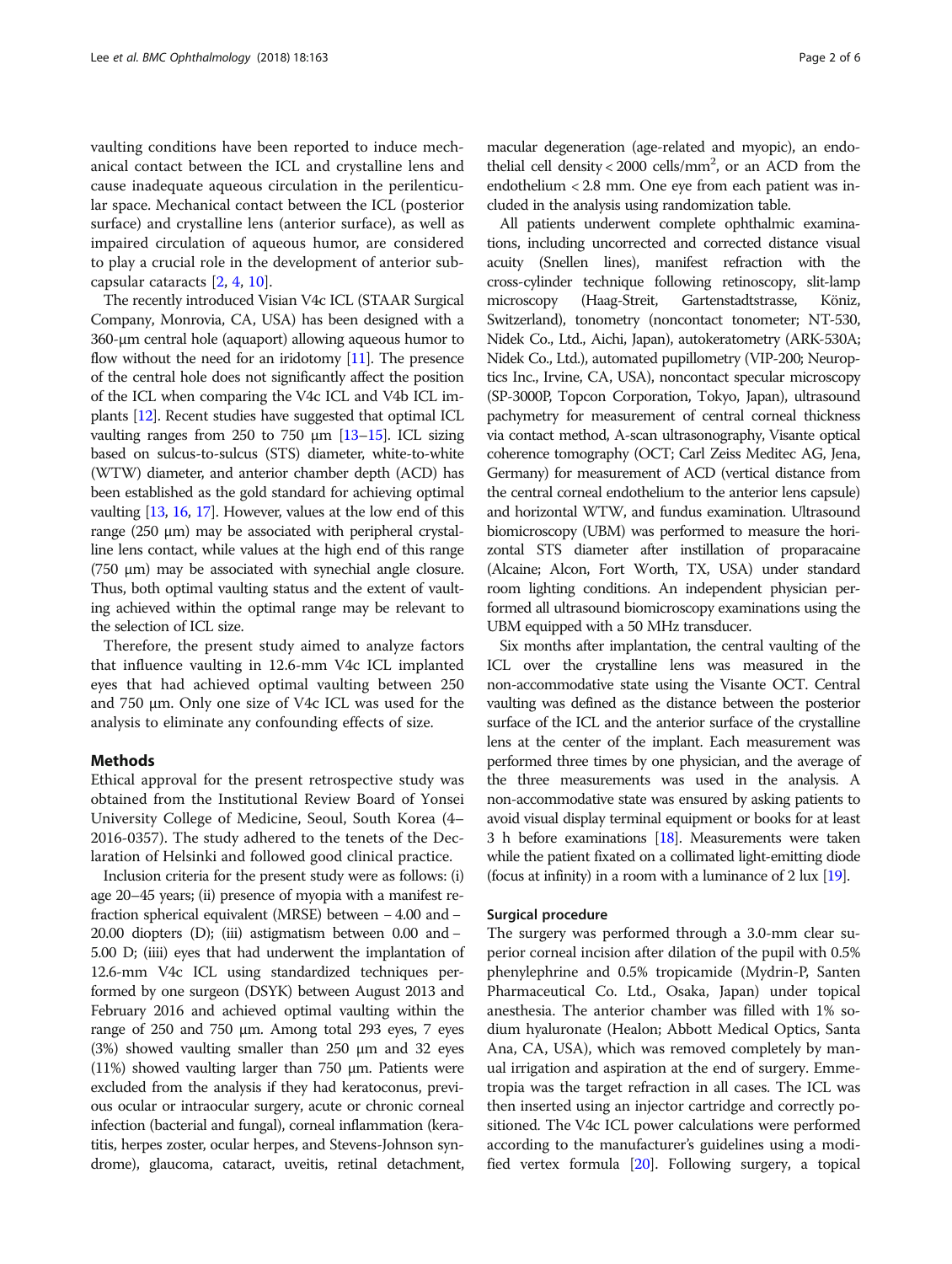vaulting conditions have been reported to induce mechanical contact between the ICL and crystalline lens and cause inadequate aqueous circulation in the perilenticular space. Mechanical contact between the ICL (posterior surface) and crystalline lens (anterior surface), as well as impaired circulation of aqueous humor, are considered to play a crucial role in the development of anterior subcapsular cataracts [2, 4, 10].

The recently introduced Visian V4c ICL (STAAR Surgical Company, Monrovia, CA, USA) has been designed with a 360-μm central hole (aquaport) allowing aqueous humor to flow without the need for an iridotomy [11]. The presence of the central hole does not significantly affect the position of the ICL when comparing the V4c ICL and V4b ICL implants [12]. Recent studies have suggested that optimal ICL vaulting ranges from 250 to 750 μm [13–15]. ICL sizing based on sulcus-to-sulcus (STS) diameter, white-to-white (WTW) diameter, and anterior chamber depth (ACD) has been established as the gold standard for achieving optimal vaulting [13, 16, 17]. However, values at the low end of this range (250 μm) may be associated with peripheral crystalline lens contact, while values at the high end of this range (750 μm) may be associated with synechial angle closure. Thus, both optimal vaulting status and the extent of vaulting achieved within the optimal range may be relevant to the selection of ICL size.

Therefore, the present study aimed to analyze factors that influence vaulting in 12.6-mm V4c ICL implanted eyes that had achieved optimal vaulting between 250 and 750 μm. Only one size of V4c ICL was used for the analysis to eliminate any confounding effects of size.

## Methods

Ethical approval for the present retrospective study was obtained from the Institutional Review Board of Yonsei University College of Medicine, Seoul, South Korea (4–2016-0357). The study adhered to the tenets of the Declaration of Helsinki and followed good clinical practice.

Inclusion criteria for the present study were as follows: (i) age 20–45 years; (ii) presence of myopia with a manifest refraction spherical equivalent (MRSE) between − 4.00 and − 20.00 diopters (D); (iii) astigmatism between 0.00 and − 5.00 D; (iiii) eyes that had underwent the implantation of 12.6-mm V4c ICL using standardized techniques performed by one surgeon (DSYK) between August 2013 and February 2016 and achieved optimal vaulting within the range of 250 and 750 μm. Among total 293 eyes, 7 eyes (3%) showed vaulting smaller than 250 μm and 32 eyes (11%) showed vaulting larger than 750 μm. Patients were excluded from the analysis if they had keratoconus, previous ocular or intraocular surgery, acute or chronic corneal infection (bacterial and fungal), corneal inflammation (keratitis, herpes zoster, ocular herpes, and Stevens-Johnson syndrome), glaucoma, cataract, uveitis, retinal detachment, macular degeneration (age-related and myopic), an endothelial cell density < 2000 cells/mm$^2$, or an ACD from the endothelium < 2.8 mm. One eye from each patient was included in the analysis using randomization table.

All patients underwent complete ophthalmic examinations, including uncorrected and corrected distance visual acuity (Snellen lines), manifest refraction with the cross-cylinder technique following retinoscopy, slit-lamp microscopy (Haag-Streit, Gartenstadtstrasse, Köniz, Switzerland), tonometry (noncontact tonometer; NT-530, Nidek Co., Ltd., Aichi, Japan), autokeratometry (ARK-530A; Nidek Co., Ltd.), automated pupillometry (VIP-200; Neuroptics Inc., Irvine, CA, USA), noncontact specular microscopy (SP-3000P, Topcon Corporation, Tokyo, Japan), ultrasound pachymetry for measurement of central corneal thickness via contact method, A-scan ultrasonography, Visante optical coherence tomography (OCT; Carl Zeiss Meditec AG, Jena, Germany) for measurement of ACD (vertical distance from the central corneal endothelium to the anterior lens capsule) and horizontal WTW, and fundus examination. Ultrasound biomicroscopy (UBM) was performed to measure the horizontal STS diameter after instillation of proparacaine (Alcaine; Alcon, Fort Worth, TX, USA) under standard room lighting conditions. An independent physician performed all ultrasound biomicroscopy examinations using the UBM equipped with a 50 MHz transducer.

Six months after implantation, the central vaulting of the ICL over the crystalline lens was measured in the non-accommodative state using the Visante OCT. Central vaulting was defined as the distance between the posterior surface of the ICL and the anterior surface of the crystalline lens at the center of the implant. Each measurement was performed three times by one physician, and the average of the three measurements was used in the analysis. A non-accommodative state was ensured by asking patients to avoid visual display terminal equipment or books for at least 3 h before examinations [18]. Measurements were taken while the patient fixated on a collimated light-emitting diode (focus at infinity) in a room with a luminance of 2 lux [19].

### Surgical procedure

The surgery was performed through a 3.0-mm clear superior corneal incision after dilation of the pupil with 0.5% phenylephrine and 0.5% tropicamide (Mydrin-P, Santen Pharmaceutical Co. Ltd., Osaka, Japan) under topical anesthesia. The anterior chamber was filled with 1% sodium hyaluronate (Healon; Abbott Medical Optics, Santa Ana, CA, USA), which was removed completely by manual irrigation and aspiration at the end of surgery. Emmetropia was the target refraction in all cases. The ICL was then inserted using an injector cartridge and correctly positioned. The V4c ICL power calculations were performed according to the manufacturer's guidelines using a modified vertex formula [20]. Following surgery, a topical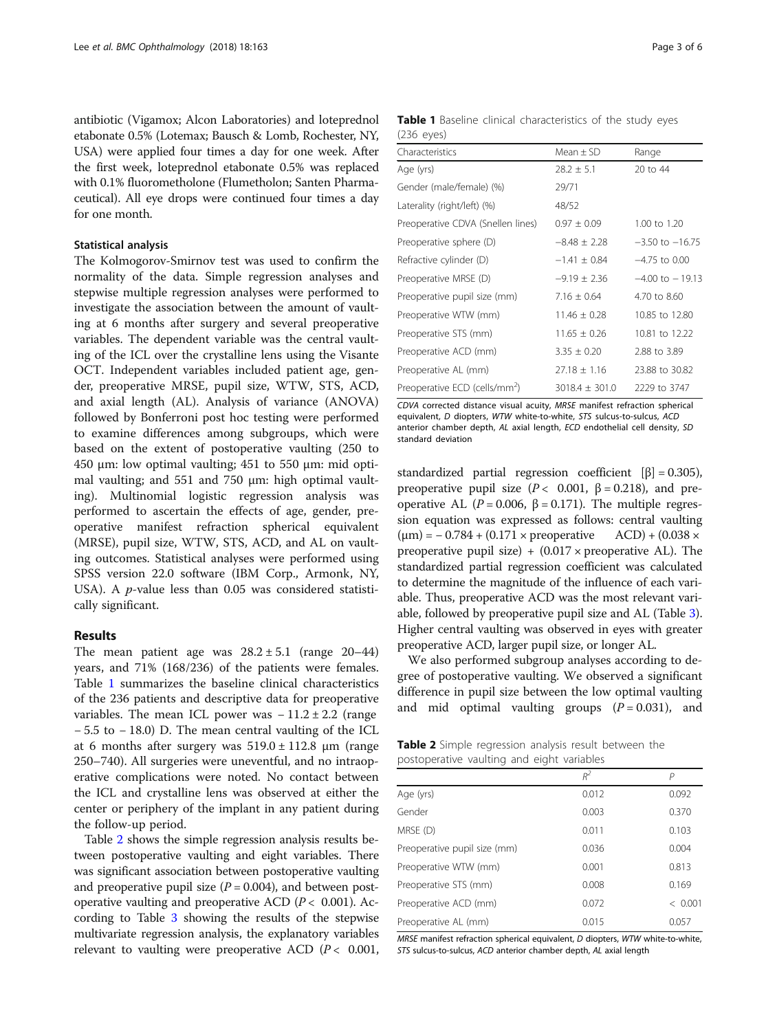antibiotic (Vigamox; Alcon Laboratories) and loteprednol etabonate 0.5% (Lotemax; Bausch & Lomb, Rochester, NY, USA) were applied four times a day for one week. After the first week, loteprednol etabonate 0.5% was replaced with 0.1% fluorometholone (Flumetholon; Santen Pharmaceutical). All eye drops were continued four times a day for one month.

### Statistical analysis

The Kolmogorov-Smirnov test was used to confirm the normality of the data. Simple regression analyses and stepwise multiple regression analyses were performed to investigate the association between the amount of vaulting at 6 months after surgery and several preoperative variables. The dependent variable was the central vaulting of the ICL over the crystalline lens using the Visante OCT. Independent variables included patient age, gender, preoperative MRSE, pupil size, WTW, STS, ACD, and axial length (AL). Analysis of variance (ANOVA) followed by Bonferroni post hoc testing were performed to examine differences among subgroups, which were based on the extent of postoperative vaulting (250 to 450 μm: low optimal vaulting; 451 to 550 μm: mid optimal vaulting; and 551 and 750 μm: high optimal vaulting). Multinomial logistic regression analysis was performed to ascertain the effects of age, gender, preoperative manifest refraction spherical equivalent (MRSE), pupil size, WTW, STS, ACD, and AL on vaulting outcomes. Statistical analyses were performed using SPSS version 22.0 software (IBM Corp., Armonk, NY, USA). A *p*-value less than 0.05 was considered statistically significant.

## Results

The mean patient age was $28.2 \pm 5.1$ (range 20–44) years, and 71% (168/236) of the patients were females. Table 1 summarizes the baseline clinical characteristics of the 236 patients and descriptive data for preoperative variables. The mean ICL power was $-11.2 \pm 2.2$ (range $-5.5$ to $-18.0$) D. The mean central vaulting of the ICL at 6 months after surgery was $519.0 \pm 112.8$ μm (range 250–740). All surgeries were uneventful, and no intraoperative complications were noted. No contact between the ICL and crystalline lens was observed at either the center or periphery of the implant in any patient during the follow-up period.

**Table 1** Baseline clinical characteristics of the study eyes (236 eyes)

| Characteristics | Mean ± SD | Range |
|---|---|---|
| Age (yrs) | 28.2 ± 5.1 | 20 to 44 |
| Gender (male/female) (%) | 29/71 | |
| Laterality (right/left) (%) | 48/52 | |
| Preoperative CDVA (Snellen lines) | 0.97 ± 0.09 | 1.00 to 1.20 |
| Preoperative sphere (D) | −8.48 ± 2.28 | −3.50 to −16.75 |
| Refractive cylinder (D) | −1.41 ± 0.84 | −4.75 to 0.00 |
| Preoperative MRSE (D) | −9.19 ± 2.36 | −4.00 to − 19.13 |
| Preoperative pupil size (mm) | 7.16 ± 0.64 | 4.70 to 8.60 |
| Preoperative WTW (mm) | 11.46 ± 0.28 | 10.85 to 12.80 |
| Preoperative STS (mm) | 11.65 ± 0.26 | 10.81 to 12.22 |
| Preoperative ACD (mm) | 3.35 ± 0.20 | 2.88 to 3.89 |
| Preoperative AL (mm) | 27.18 ± 1.16 | 23.88 to 30.82 |
| Preoperative ECD (cells/mm$^2$) | 3018.4 ± 301.0 | 2229 to 3747 |

*CDVA* corrected distance visual acuity, *MRSE* manifest refraction spherical equivalent, *D* diopters, *WTW* white-to-white, *STS* sulcus-to-sulcus, *ACD* anterior chamber depth, *AL* axial length, *ECD* endothelial cell density, *SD* standard deviation

Table 2 shows the simple regression analysis results between postoperative vaulting and eight variables. There was significant association between postoperative vaulting and preoperative pupil size ($P = 0.004$), and between postoperative vaulting and preoperative ACD ($P < 0.001$). According to Table 3 showing the results of the stepwise multivariate regression analysis, the explanatory variables relevant to vaulting were preoperative ACD ($P < 0.001$, standardized partial regression coefficient [$\beta$] = 0.305), preoperative pupil size ($P < 0.001$, $\beta = 0.218$), and preoperative AL ($P = 0.006$, $\beta = 0.171$). The multiple regression equation was expressed as follows: central vaulting (μm) = − 0.784 + (0.171 × preoperative ACD) + (0.038 × preoperative pupil size) + (0.017 × preoperative AL). The standardized partial regression coefficient was calculated to determine the magnitude of the influence of each variable. Thus, preoperative ACD was the most relevant variable, followed by preoperative pupil size and AL (Table 3). Higher central vaulting was observed in eyes with greater preoperative ACD, larger pupil size, or longer AL.

We also performed subgroup analyses according to degree of postoperative vaulting. We observed a significant difference in pupil size between the low optimal vaulting and mid optimal vaulting groups ($P = 0.031$), and

**Table 2** Simple regression analysis result between the postoperative vaulting and eight variables

| | $R^2$ | $P$ |
|---|---|---|
| Age (yrs) | 0.012 | 0.092 |
| Gender | 0.003 | 0.370 |
| MRSE (D) | 0.011 | 0.103 |
| Preoperative pupil size (mm) | 0.036 | 0.004 |
| Preoperative WTW (mm) | 0.001 | 0.813 |
| Preoperative STS (mm) | 0.008 | 0.169 |
| Preoperative ACD (mm) | 0.072 | < 0.001 |
| Preoperative AL (mm) | 0.015 | 0.057 |

*MRSE* manifest refraction spherical equivalent, *D* diopters, *WTW* white-to-white, *STS* sulcus-to-sulcus, *ACD* anterior chamber depth, *AL* axial length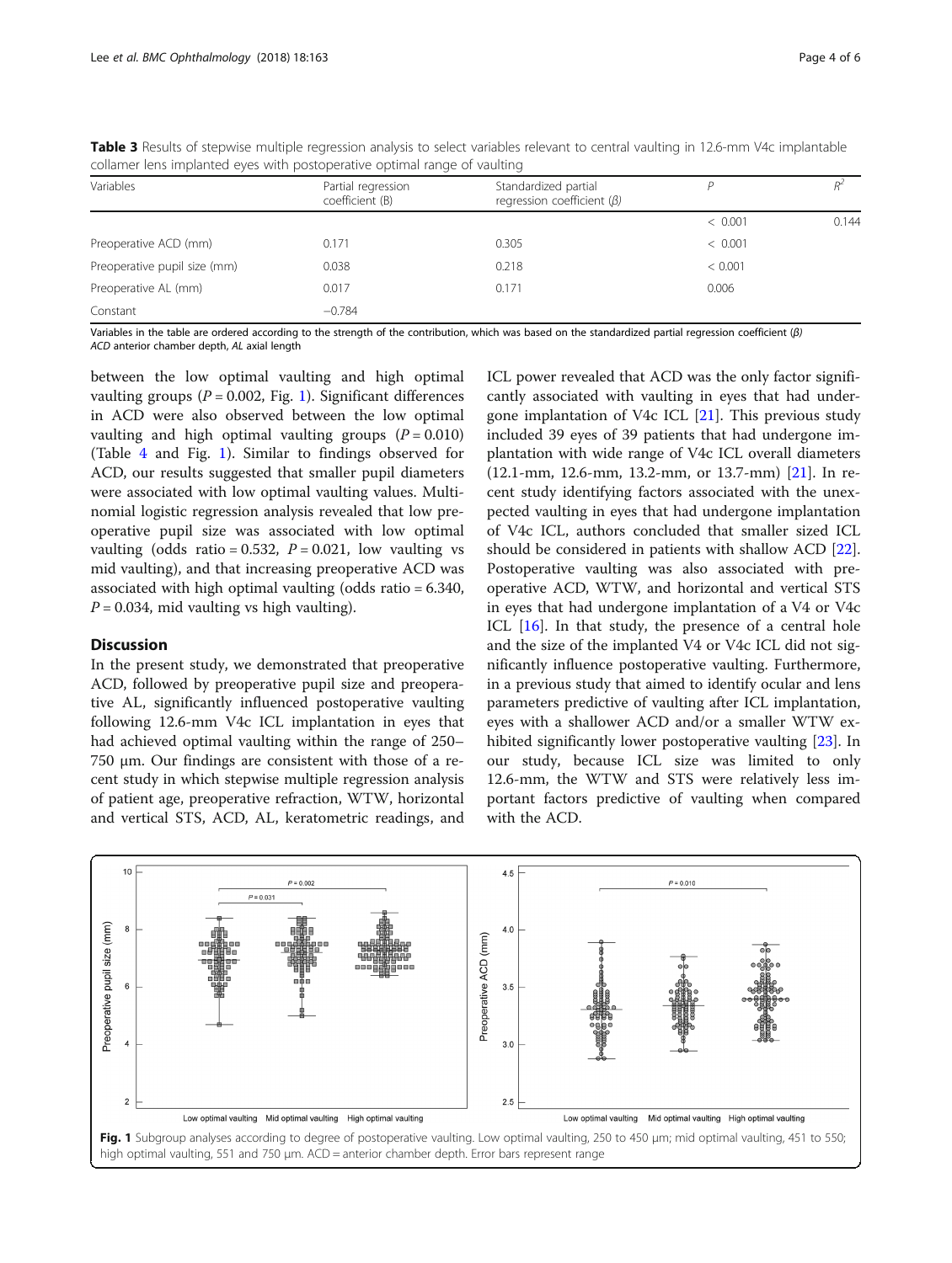**Table 3** Results of stepwise multiple regression analysis to select variables relevant to central vaulting in 12.6-mm V4c implantable collamer lens implanted eyes with postoperative optimal range of vaulting

| Variables | Partial regression coefficient (B) | Standardized partial regression coefficient ($\beta$) | $P$ | $R^2$ |
|---|---|---|---|---|
| | | | < 0.001 | 0.144 |
| Preoperative ACD (mm) | 0.171 | 0.305 | < 0.001 | |
| Preoperative pupil size (mm) | 0.038 | 0.218 | < 0.001 | |
| Preoperative AL (mm) | 0.017 | 0.171 | 0.006 | |
| Constant | −0.784 | | | |

Variables in the table are ordered according to the strength of the contribution, which was based on the standardized partial regression coefficient ($\beta$)
*ACD* anterior chamber depth, *AL* axial length

between the low optimal vaulting and high optimal vaulting groups ($P = 0.002$, Fig. 1). Significant differences in ACD were also observed between the low optimal vaulting and high optimal vaulting groups ($P = 0.010$) (Table 4 and Fig. 1). Similar to findings observed for ACD, our results suggested that smaller pupil diameters were associated with low optimal vaulting values. Multinomial logistic regression analysis revealed that low preoperative pupil size was associated with low optimal vaulting (odds ratio = 0.532, $P = 0.021$, low vaulting vs mid vaulting), and that increasing preoperative ACD was associated with high optimal vaulting (odds ratio = 6.340, $P = 0.034$, mid vaulting vs high vaulting).

## Discussion

In the present study, we demonstrated that preoperative ACD, followed by preoperative pupil size and preoperative AL, significantly influenced postoperative vaulting following 12.6-mm V4c ICL implantation in eyes that had achieved optimal vaulting within the range of 250–750 μm. Our findings are consistent with those of a recent study in which stepwise multiple regression analysis of patient age, preoperative refraction, WTW, horizontal and vertical STS, ACD, AL, keratometric readings, and ICL power revealed that ACD was the only factor significantly associated with vaulting in eyes that had undergone implantation of V4c ICL [21]. This previous study included 39 eyes of 39 patients that had undergone implantation with wide range of V4c ICL overall diameters (12.1-mm, 12.6-mm, 13.2-mm, or 13.7-mm) [21]. In recent study identifying factors associated with the unexpected vaulting in eyes that had undergone implantation of V4c ICL, authors concluded that smaller sized ICL should be considered in patients with shallow ACD [22]. Postoperative vaulting was also associated with preoperative ACD, WTW, and horizontal and vertical STS in eyes that had undergone implantation of a V4 or V4c ICL [16]. In that study, the presence of a central hole and the size of the implanted V4 or V4c ICL did not significantly influence postoperative vaulting. Furthermore, in a previous study that aimed to identify ocular and lens parameters predictive of vaulting after ICL implantation, eyes with a shallower ACD and/or a smaller WTW exhibited significantly lower postoperative vaulting [23]. In our study, because ICL size was limited to only 12.6-mm, the WTW and STS were relatively less important factors predictive of vaulting when compared with the ACD.

**Fig. 1** Subgroup analyses according to degree of postoperative vaulting. Low optimal vaulting, 250 to 450 μm; mid optimal vaulting, 451 to 550; high optimal vaulting, 551 and 750 μm. ACD = anterior chamber depth. Error bars represent range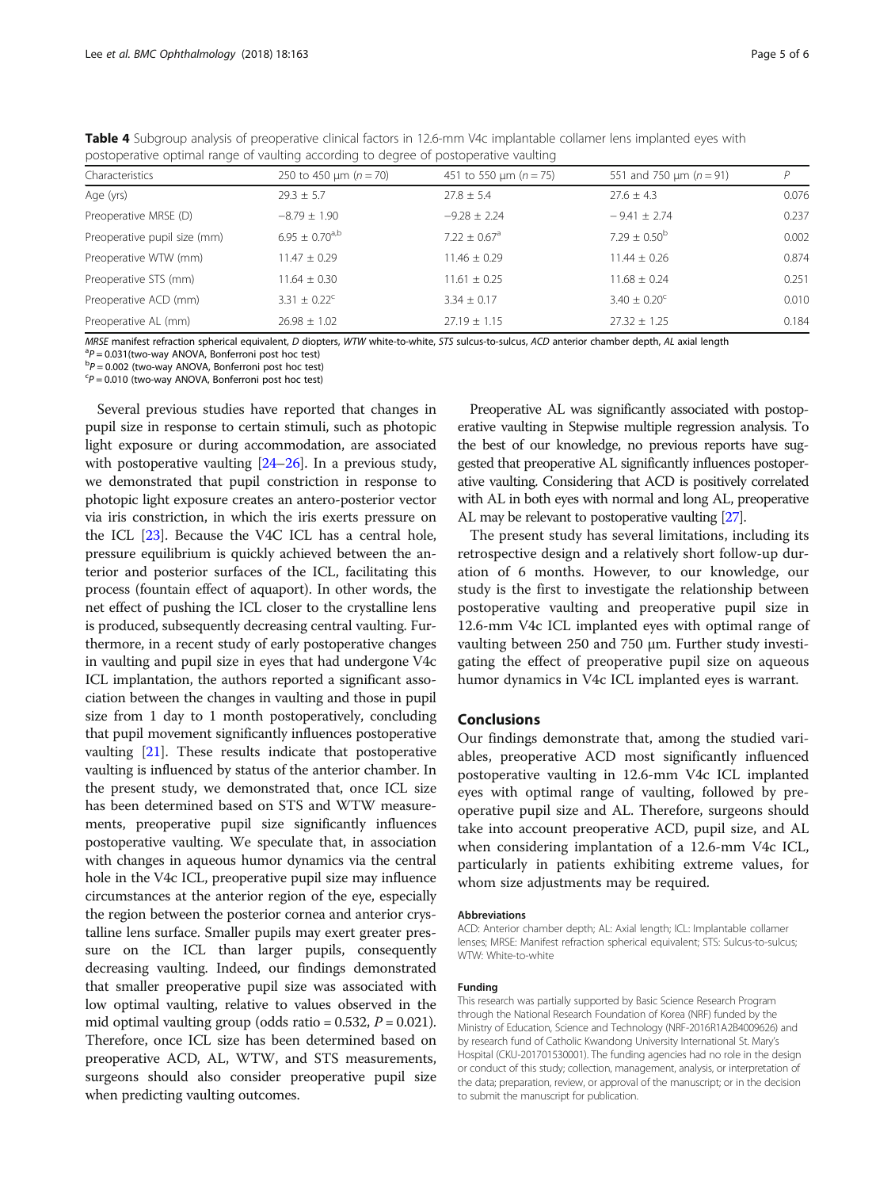**Table 4** Subgroup analysis of preoperative clinical factors in 12.6-mm V4c implantable collamer lens implanted eyes with postoperative optimal range of vaulting according to degree of postoperative vaulting

| Characteristics | 250 to 450 μm ($n = 70$) | 451 to 550 μm ($n = 75$) | 551 and 750 μm ($n = 91$) | P |
|---|---|---|---|---|
| Age (yrs) | 29.3 ± 5.7 | 27.8 ± 5.4 | 27.6 ± 4.3 | 0.076 |
| Preoperative MRSE (D) | −8.79 ± 1.90 | −9.28 ± 2.24 | − 9.41 ± 2.74 | 0.237 |
| Preoperative pupil size (mm) | 6.95 ± 0.70[a,b] | 7.22 ± 0.67[a] | 7.29 ± 0.50[b] | 0.002 |
| Preoperative WTW (mm) | 11.47 ± 0.29 | 11.46 ± 0.29 | 11.44 ± 0.26 | 0.874 |
| Preoperative STS (mm) | 11.64 ± 0.30 | 11.61 ± 0.25 | 11.68 ± 0.24 | 0.251 |
| Preoperative ACD (mm) | 3.31 ± 0.22[c] | 3.34 ± 0.17 | 3.40 ± 0.20[c] | 0.010 |
| Preoperative AL (mm) | 26.98 ± 1.02 | 27.19 ± 1.15 | 27.32 ± 1.25 | 0.184 |

*MRSE* manifest refraction spherical equivalent, *D* diopters, *WTW* white-to-white, *STS* sulcus-to-sulcus, *ACD* anterior chamber depth, *AL* axial length
[a]$P = 0.031$(two-way ANOVA, Bonferroni post hoc test)
[b]$P = 0.002$ (two-way ANOVA, Bonferroni post hoc test)
[c]$P = 0.010$ (two-way ANOVA, Bonferroni post hoc test)

Several previous studies have reported that changes in pupil size in response to certain stimuli, such as photopic light exposure or during accommodation, are associated with postoperative vaulting [24–26]. In a previous study, we demonstrated that pupil constriction in response to photopic light exposure creates an antero-posterior vector via iris constriction, in which the iris exerts pressure on the ICL [23]. Because the V4C ICL has a central hole, pressure equilibrium is quickly achieved between the anterior and posterior surfaces of the ICL, facilitating this process (fountain effect of aquaport). In other words, the net effect of pushing the ICL closer to the crystalline lens is produced, subsequently decreasing central vaulting. Furthermore, in a recent study of early postoperative changes in vaulting and pupil size in eyes that had undergone V4c ICL implantation, the authors reported a significant association between the changes in vaulting and those in pupil size from 1 day to 1 month postoperatively, concluding that pupil movement significantly influences postoperative vaulting [21]. These results indicate that postoperative vaulting is influenced by status of the anterior chamber. In the present study, we demonstrated that, once ICL size has been determined based on STS and WTW measurements, preoperative pupil size significantly influences postoperative vaulting. We speculate that, in association with changes in aqueous humor dynamics via the central hole in the V4c ICL, preoperative pupil size may influence circumstances at the anterior region of the eye, especially the region between the posterior cornea and anterior crystalline lens surface. Smaller pupils may exert greater pressure on the ICL than larger pupils, consequently decreasing vaulting. Indeed, our findings demonstrated that smaller preoperative pupil size was associated with low optimal vaulting, relative to values observed in the mid optimal vaulting group (odds ratio = 0.532, $P = 0.021$). Therefore, once ICL size has been determined based on preoperative ACD, AL, WTW, and STS measurements, surgeons should also consider preoperative pupil size when predicting vaulting outcomes.

Preoperative AL was significantly associated with postoperative vaulting in Stepwise multiple regression analysis. To the best of our knowledge, no previous reports have suggested that preoperative AL significantly influences postoperative vaulting. Considering that ACD is positively correlated with AL in both eyes with normal and long AL, preoperative AL may be relevant to postoperative vaulting [27].

The present study has several limitations, including its retrospective design and a relatively short follow-up duration of 6 months. However, to our knowledge, our study is the first to investigate the relationship between postoperative vaulting and preoperative pupil size in 12.6-mm V4c ICL implanted eyes with optimal range of vaulting between 250 and 750 μm. Further study investigating the effect of preoperative pupil size on aqueous humor dynamics in V4c ICL implanted eyes is warrant.

## Conclusions

Our findings demonstrate that, among the studied variables, preoperative ACD most significantly influenced postoperative vaulting in 12.6-mm V4c ICL implanted eyes with optimal range of vaulting, followed by preoperative pupil size and AL. Therefore, surgeons should take into account preoperative ACD, pupil size, and AL when considering implantation of a 12.6-mm V4c ICL, particularly in patients exhibiting extreme values, for whom size adjustments may be required.

#### Abbreviations

ACD: Anterior chamber depth; AL: Axial length; ICL: Implantable collamer lenses; MRSE: Manifest refraction spherical equivalent; STS: Sulcus-to-sulcus; WTW: White-to-white

#### Funding

This research was partially supported by Basic Science Research Program through the National Research Foundation of Korea (NRF) funded by the Ministry of Education, Science and Technology (NRF-2016R1A2B4009626) and by research fund of Catholic Kwandong University International St. Mary's Hospital (CKU-201701530001). The funding agencies had no role in the design or conduct of this study; collection, management, analysis, or interpretation of the data; preparation, review, or approval of the manuscript; or in the decision to submit the manuscript for publication.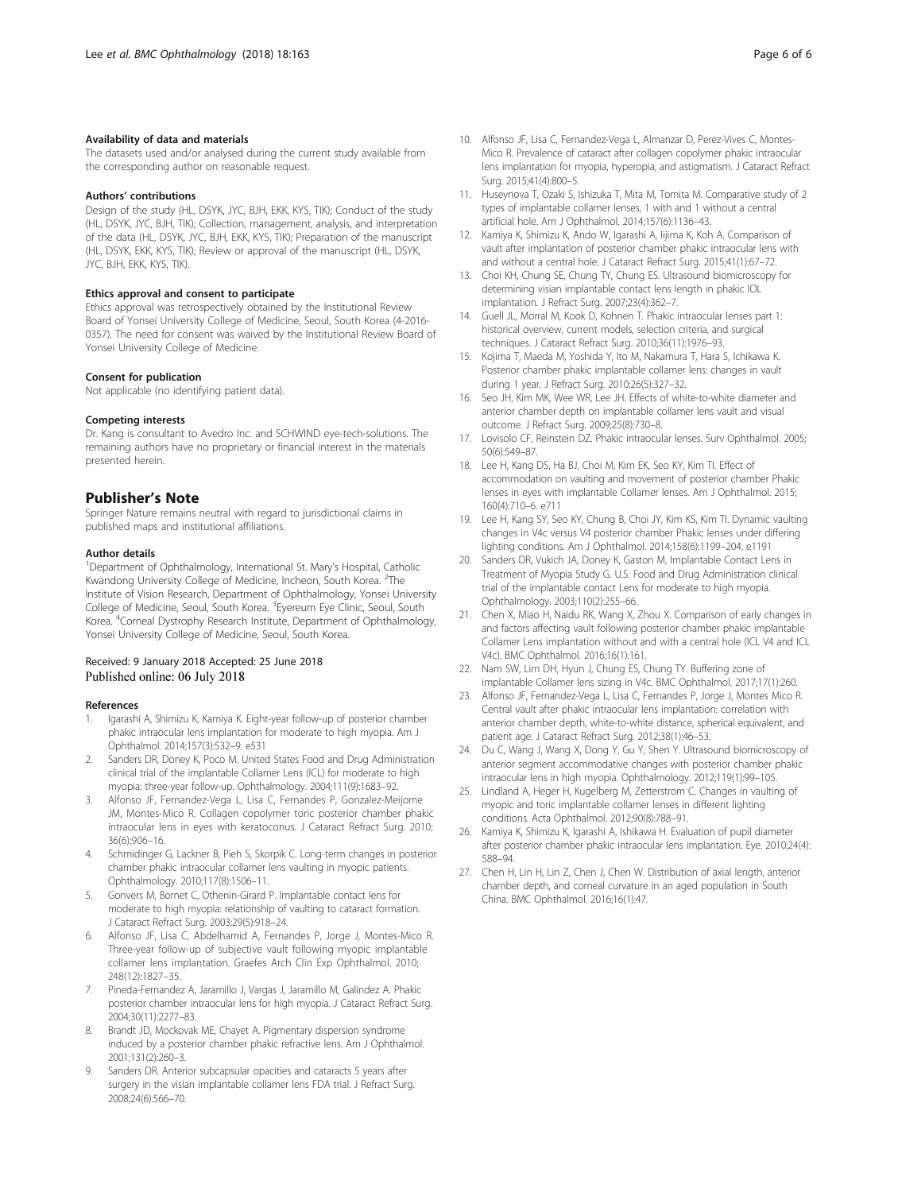#### Availability of data and materials

The datasets used and/or analysed during the current study available from the corresponding author on reasonable request.

#### Authors' contributions

Design of the study (HL, DSYK, JYC, BJH, EKK, KYS, TIK); Conduct of the study (HL, DSYK, JYC, BJH, TIK); Collection, management, analysis, and interpretation of the data (HL, DSYK, JYC, BJH, EKK, KYS, TIK); Preparation of the manuscript (HL, DSYK, EKK, KYS, TIK); Review or approval of the manuscript (HL, DSYK, JYC, BJH, EKK, KYS, TIK).

#### Ethics approval and consent to participate

Ethics approval was retrospectively obtained by the Institutional Review Board of Yonsei University College of Medicine, Seoul, South Korea (4-2016-0357). The need for consent was waived by the Institutional Review Board of Yonsei University College of Medicine.

#### Consent for publication

Not applicable (no identifying patient data).

#### Competing interests

Dr. Kang is consultant to Avedro Inc. and SCHWIND eye-tech-solutions. The remaining authors have no proprietary or financial interest in the materials presented herein.

## Publisher's Note

Springer Nature remains neutral with regard to jurisdictional claims in published maps and institutional affiliations.

#### Author details

[1]Department of Ophthalmology, International St. Mary's Hospital, Catholic Kwandong University College of Medicine, Incheon, South Korea. [2]The Institute of Vision Research, Department of Ophthalmology, Yonsei University College of Medicine, Seoul, South Korea. [3]Eyereum Eye Clinic, Seoul, South Korea. [4]Corneal Dystrophy Research Institute, Department of Ophthalmology, Yonsei University College of Medicine, Seoul, South Korea.

Received: 9 January 2018 Accepted: 25 June 2018
Published online: 06 July 2018

#### References

1. Igarashi A, Shimizu K, Kamiya K. Eight-year follow-up of posterior chamber phakic intraocular lens implantation for moderate to high myopia. Am J Ophthalmol. 2014;157(3):532–9. e531
2. Sanders DR, Doney K, Poco M. United States Food and Drug Administration clinical trial of the implantable Collamer Lens (ICL) for moderate to high myopia: three-year follow-up. Ophthalmology. 2004;111(9):1683–92.
3. Alfonso JF, Fernandez-Vega L, Lisa C, Fernandes P, Gonzalez-Meijome JM, Montes-Mico R. Collagen copolymer toric posterior chamber phakic intraocular lens in eyes with keratoconus. J Cataract Refract Surg. 2010; 36(6):906–16.
4. Schmidinger G, Lackner B, Pieh S, Skorpik C. Long-term changes in posterior chamber phakic intraocular collamer lens vaulting in myopic patients. Ophthalmology. 2010;117(8):1506–11.
5. Gonvers M, Bornet C, Othenin-Girard P. Implantable contact lens for moderate to high myopia: relationship of vaulting to cataract formation. J Cataract Refract Surg. 2003;29(5):918–24.
6. Alfonso JF, Lisa C, Abdelhamid A, Fernandes P, Jorge J, Montes-Mico R. Three-year follow-up of subjective vault following myopic implantable collamer lens implantation. Graefes Arch Clin Exp Ophthalmol. 2010; 248(12):1827–35.
7. Pineda-Fernandez A, Jaramillo J, Vargas J, Jaramillo M, Galindez A. Phakic posterior chamber intraocular lens for high myopia. J Cataract Refract Surg. 2004;30(11):2277–83.
8. Brandt JD, Mockovak ME, Chayet A. Pigmentary dispersion syndrome induced by a posterior chamber phakic refractive lens. Am J Ophthalmol. 2001;131(2):260–3.
9. Sanders DR. Anterior subcapsular opacities and cataracts 5 years after surgery in the visian implantable collamer lens FDA trial. J Refract Surg. 2008;24(6):566–70.
10. Alfonso JF, Lisa C, Fernandez-Vega L, Almanzar D, Perez-Vives C, Montes-Mico R. Prevalence of cataract after collagen copolymer phakic intraocular lens implantation for myopia, hyperopia, and astigmatism. J Cataract Refract Surg. 2015;41(4):800–5.
11. Huseynova T, Ozaki S, Ishizuka T, Mita M, Tomita M. Comparative study of 2 types of implantable collamer lenses, 1 with and 1 without a central artificial hole. Am J Ophthalmol. 2014;157(6):1136–43.
12. Kamiya K, Shimizu K, Ando W, Igarashi A, Iijima K, Koh A. Comparison of vault after implantation of posterior chamber phakic intraocular lens with and without a central hole. J Cataract Refract Surg. 2015;41(1):67–72.
13. Choi KH, Chung SE, Chung TY, Chung ES. Ultrasound biomicroscopy for determining visian implantable contact lens length in phakic IOL implantation. J Refract Surg. 2007;23(4):362–7.
14. Guell JL, Morral M, Kook D, Kohnen T. Phakic intraocular lenses part 1: historical overview, current models, selection criteria, and surgical techniques. J Cataract Refract Surg. 2010;36(11):1976–93.
15. Kojima T, Maeda M, Yoshida Y, Ito M, Nakamura T, Hara S, Ichikawa K. Posterior chamber phakic implantable collamer lens: changes in vault during 1 year. J Refract Surg. 2010;26(5):327–32.
16. Seo JH, Kim MK, Wee WR, Lee JH. Effects of white-to-white diameter and anterior chamber depth on implantable collamer lens vault and visual outcome. J Refract Surg. 2009;25(8):730–8.
17. Lovisolo CF, Reinstein DZ. Phakic intraocular lenses. Surv Ophthalmol. 2005; 50(6):549–87.
18. Lee H, Kang DS, Ha BJ, Choi M, Kim EK, Seo KY, Kim TI. Effect of accommodation on vaulting and movement of posterior chamber Phakic lenses in eyes with implantable Collamer lenses. Am J Ophthalmol. 2015; 160(4):710–6. e711
19. Lee H, Kang SY, Seo KY, Chung B, Choi JY, Kim KS, Kim TI. Dynamic vaulting changes in V4c versus V4 posterior chamber Phakic lenses under differing lighting conditions. Am J Ophthalmol. 2014;158(6):1199–204. e1191
20. Sanders DR, Vukich JA, Doney K, Gaston M, Implantable Contact Lens in Treatment of Myopia Study G. U.S. Food and Drug Administration clinical trial of the implantable contact Lens for moderate to high myopia. Ophthalmology. 2003;110(2):255–66.
21. Chen X, Miao H, Naidu RK, Wang X, Zhou X. Comparison of early changes in and factors affecting vault following posterior chamber phakic implantable Collamer Lens implantation without and with a central hole (ICL V4 and ICL V4c). BMC Ophthalmol. 2016;16(1):161.
22. Nam SW, Lim DH, Hyun J, Chung ES, Chung TY. Buffering zone of implantable Collamer lens sizing in V4c. BMC Ophthalmol. 2017;17(1):260.
23. Alfonso JF, Fernandez-Vega L, Lisa C, Fernandes P, Jorge J, Montes Mico R. Central vault after phakic intraocular lens implantation: correlation with anterior chamber depth, white-to-white distance, spherical equivalent, and patient age. J Cataract Refract Surg. 2012;38(1):46–53.
24. Du C, Wang J, Wang X, Dong Y, Gu Y, Shen Y. Ultrasound biomicroscopy of anterior segment accommodative changes with posterior chamber phakic intraocular lens in high myopia. Ophthalmology. 2012;119(1):99–105.
25. Lindland A, Heger H, Kugelberg M, Zetterstrom C. Changes in vaulting of myopic and toric implantable collamer lenses in different lighting conditions. Acta Ophthalmol. 2012;90(8):788–91.
26. Kamiya K, Shimizu K, Igarashi A, Ishikawa H. Evaluation of pupil diameter after posterior chamber phakic intraocular lens implantation. Eye. 2010;24(4): 588–94.
27. Chen H, Lin H, Lin Z, Chen J, Chen W. Distribution of axial length, anterior chamber depth, and corneal curvature in an aged population in South China. BMC Ophthalmol. 2016;16(1):47.